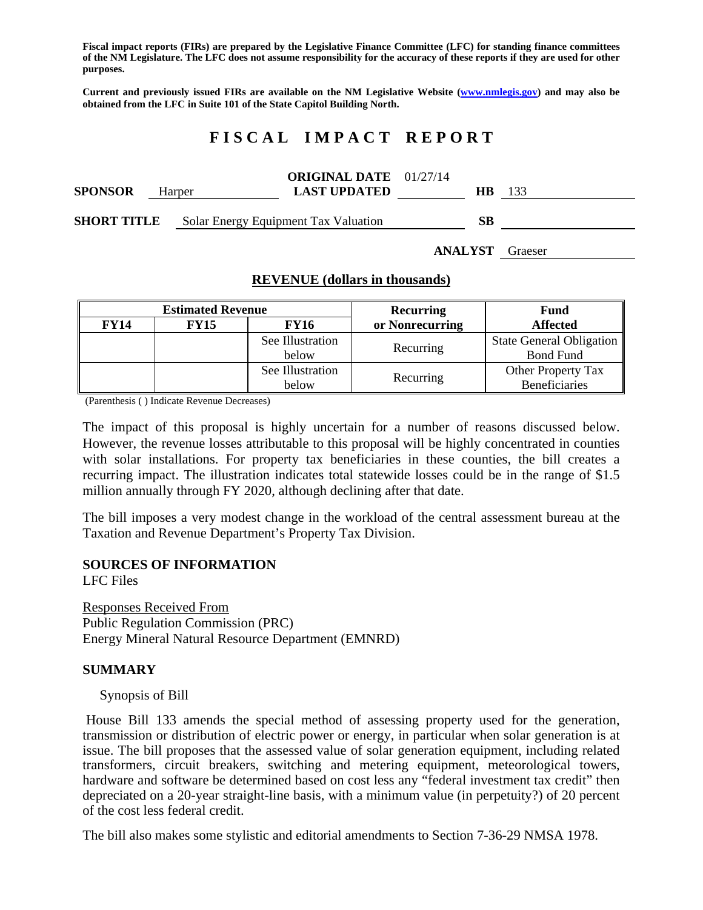**Fiscal impact reports (FIRs) are prepared by the Legislative Finance Committee (LFC) for standing finance committees of the NM Legislature. The LFC does not assume responsibility for the accuracy of these reports if they are used for other purposes.**

**Current and previously issued FIRs are available on the NM Legislative Website (www.nmlegis.gov) and may also be obtained from the LFC in Suite 101 of the State Capitol Building North.**

# FISCAL IMPACT REPORT

**SPONSOR** Harper **ORIGINAL DATE** 01/27/14 **LAST UPDATED** **HB** 133

**SHORT TITLE** Solar Energy Equipment Tax Valuation **SB**

**ANALYST** Graeser

## REVENUE (dollars in thousands)

| Estimated Revenue | | | Recurring or Nonrecurring | Fund Affected |
|---|---|---|---|---|
| **FY14** | **FY15** | **FY16** | | |
| | | See Illustration below | Recurring | State General Obligation Bond Fund |
| | | See Illustration below | Recurring | Other Property Tax Beneficiaries |

(Parenthesis ( ) Indicate Revenue Decreases)

The impact of this proposal is highly uncertain for a number of reasons discussed below. However, the revenue losses attributable to this proposal will be highly concentrated in counties with solar installations. For property tax beneficiaries in these counties, the bill creates a recurring impact. The illustration indicates total statewide losses could be in the range of $1.5 million annually through FY 2020, although declining after that date.

The bill imposes a very modest change in the workload of the central assessment bureau at the Taxation and Revenue Department's Property Tax Division.

### SOURCES OF INFORMATION

LFC Files

Responses Received From
Public Regulation Commission (PRC)
Energy Mineral Natural Resource Department (EMNRD)

### SUMMARY

Synopsis of Bill

House Bill 133 amends the special method of assessing property used for the generation, transmission or distribution of electric power or energy, in particular when solar generation is at issue. The bill proposes that the assessed value of solar generation equipment, including related transformers, circuit breakers, switching and metering equipment, meteorological towers, hardware and software be determined based on cost less any "federal investment tax credit" then depreciated on a 20-year straight-line basis, with a minimum value (in perpetuity?) of 20 percent of the cost less federal credit.

The bill also makes some stylistic and editorial amendments to Section 7-36-29 NMSA 1978.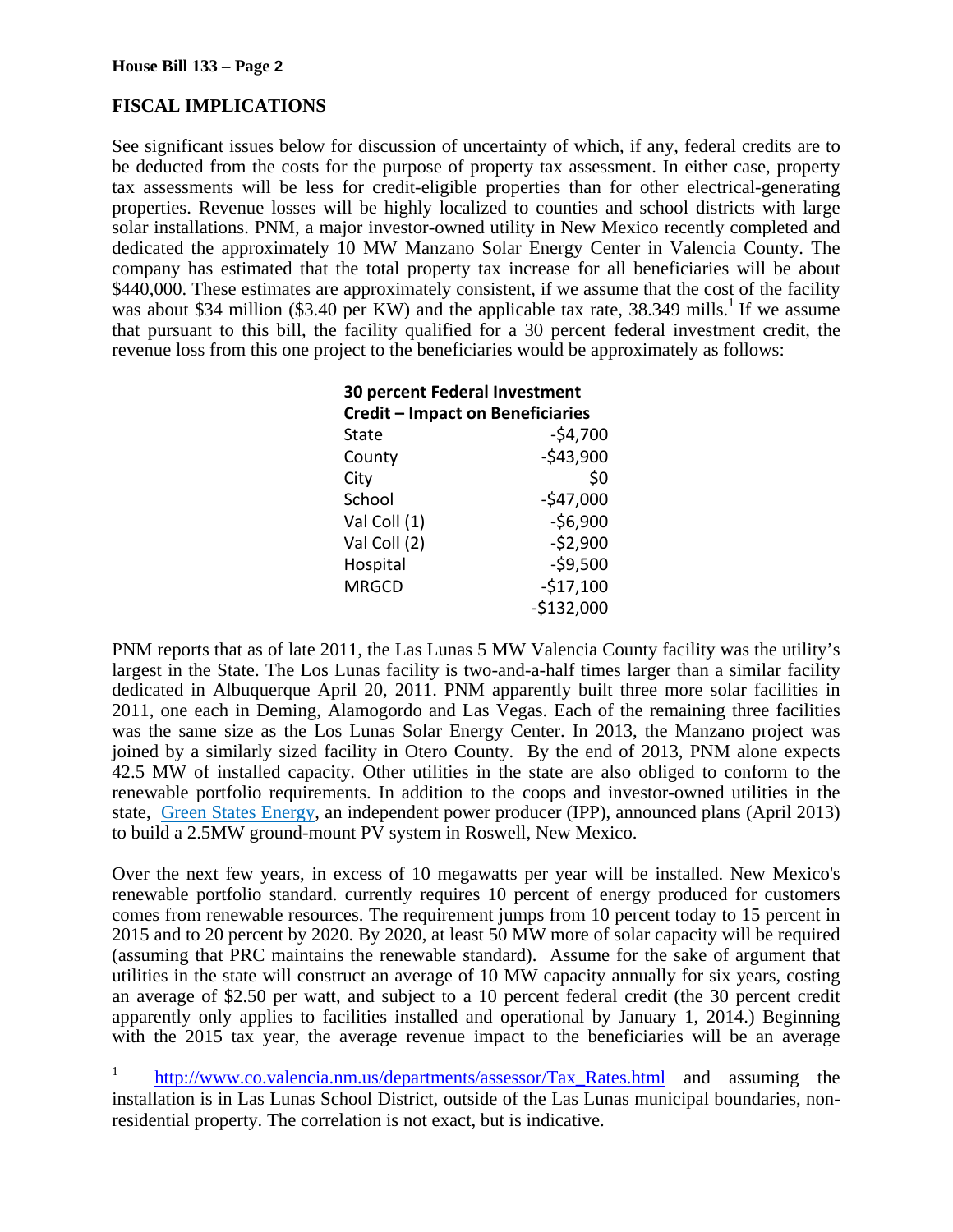## FISCAL IMPLICATIONS

See significant issues below for discussion of uncertainty of which, if any, federal credits are to be deducted from the costs for the purpose of property tax assessment. In either case, property tax assessments will be less for credit-eligible properties than for other electrical-generating properties. Revenue losses will be highly localized to counties and school districts with large solar installations. PNM, a major investor-owned utility in New Mexico recently completed and dedicated the approximately 10 MW Manzano Solar Energy Center in Valencia County. The company has estimated that the total property tax increase for all beneficiaries will be about $440,000. These estimates are approximately consistent, if we assume that the cost of the facility was about $34 million ($3.40 per KW) and the applicable tax rate, 38.349 mills.[1] If we assume that pursuant to this bill, the facility qualified for a 30 percent federal investment credit, the revenue loss from this one project to the beneficiaries would be approximately as follows:

| 30 percent Federal Investment Credit – Impact on Beneficiaries | |
|---|---:|
| State | -$4,700 |
| County | -$43,900 |
| City | $0 |
| School | -$47,000 |
| Val Coll (1) | -$6,900 |
| Val Coll (2) | -$2,900 |
| Hospital | -$9,500 |
| MRGCD | -$17,100 |
| | -$132,000 |

PNM reports that as of late 2011, the Las Lunas 5 MW Valencia County facility was the utility's largest in the State. The Los Lunas facility is two-and-a-half times larger than a similar facility dedicated in Albuquerque April 20, 2011. PNM apparently built three more solar facilities in 2011, one each in Deming, Alamogordo and Las Vegas. Each of the remaining three facilities was the same size as the Los Lunas Solar Energy Center. In 2013, the Manzano project was joined by a similarly sized facility in Otero County. By the end of 2013, PNM alone expects 42.5 MW of installed capacity. Other utilities in the state are also obliged to conform to the renewable portfolio requirements. In addition to the coops and investor-owned utilities in the state, [Green States Energy](), an independent power producer (IPP), announced plans (April 2013) to build a 2.5MW ground-mount PV system in Roswell, New Mexico.

Over the next few years, in excess of 10 megawatts per year will be installed. New Mexico's renewable portfolio standard. currently requires 10 percent of energy produced for customers comes from renewable resources. The requirement jumps from 10 percent today to 15 percent in 2015 and to 20 percent by 2020. By 2020, at least 50 MW more of solar capacity will be required (assuming that PRC maintains the renewable standard). Assume for the sake of argument that utilities in the state will construct an average of 10 MW capacity annually for six years, costing an average of $2.50 per watt, and subject to a 10 percent federal credit (the 30 percent credit apparently only applies to facilities installed and operational by January 1, 2014.) Beginning with the 2015 tax year, the average revenue impact to the beneficiaries will be an average

---

[1] http://www.co.valencia.nm.us/departments/assessor/Tax_Rates.html and assuming the installation is in Las Lunas School District, outside of the Las Lunas municipal boundaries, non-residential property. The correlation is not exact, but is indicative.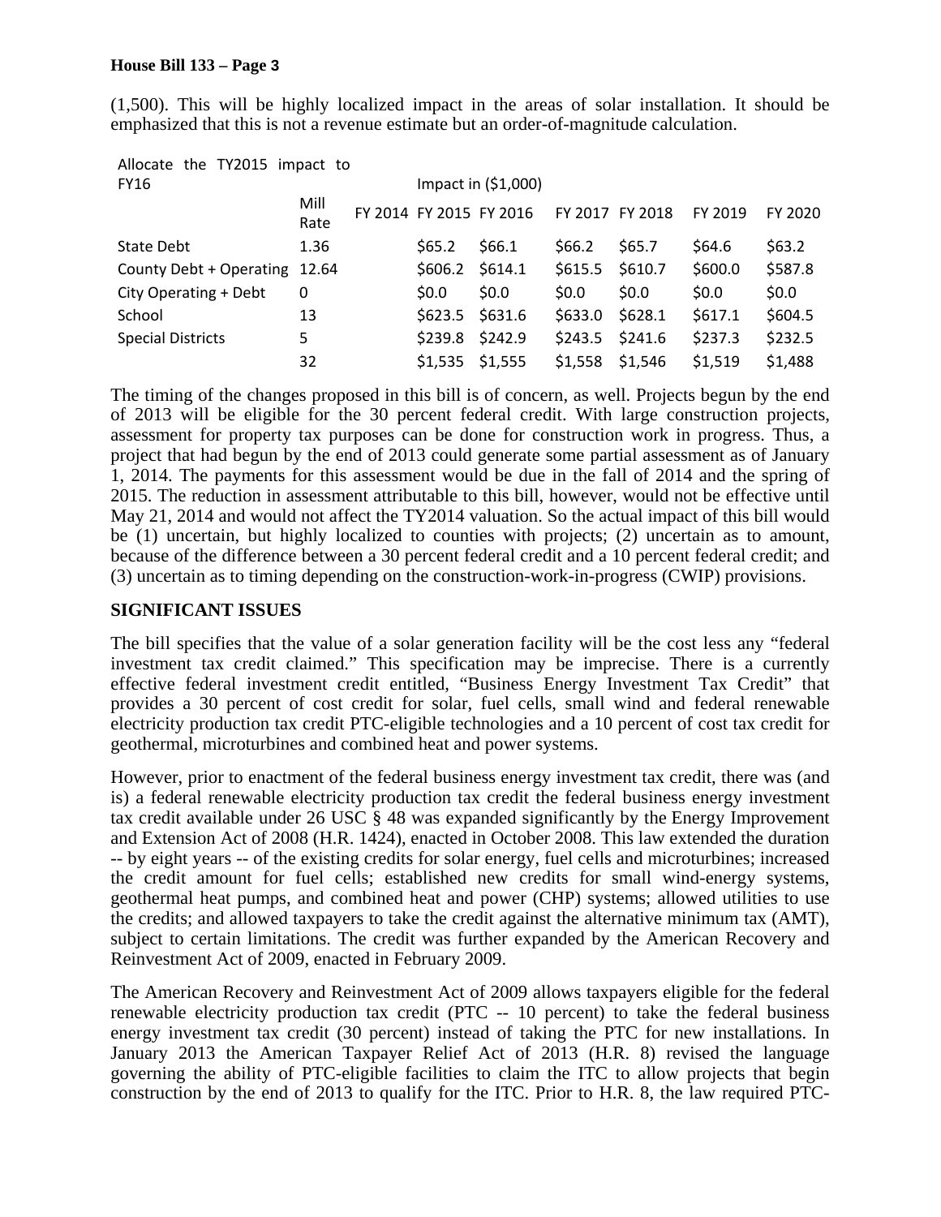(1,500). This will be highly localized impact in the areas of solar installation. It should be emphasized that this is not a revenue estimate but an order-of-magnitude calculation.

| Allocate the TY2015 impact to FY16 | | | Impact in ($1,000) | | | | | |
|---|---|---|---|---|---|---|---|---|
| | Mill Rate | FY 2014 | FY 2015 | FY 2016 | FY 2017 | FY 2018 | FY 2019 | FY 2020 |
| State Debt | 1.36 | | $65.2 | $66.1 | $66.2 | $65.7 | $64.6 | $63.2 |
| County Debt + Operating | 12.64 | | $606.2 | $614.1 | $615.5 | $610.7 | $600.0 | $587.8 |
| City Operating + Debt | 0 | | $0.0 | $0.0 | $0.0 | $0.0 | $0.0 | $0.0 |
| School | 13 | | $623.5 | $631.6 | $633.0 | $628.1 | $617.1 | $604.5 |
| Special Districts | 5 | | $239.8 | $242.9 | $243.5 | $241.6 | $237.3 | $232.5 |
| | 32 | | $1,535 | $1,555 | $1,558 | $1,546 | $1,519 | $1,488 |

The timing of the changes proposed in this bill is of concern, as well. Projects begun by the end of 2013 will be eligible for the 30 percent federal credit. With large construction projects, assessment for property tax purposes can be done for construction work in progress. Thus, a project that had begun by the end of 2013 could generate some partial assessment as of January 1, 2014. The payments for this assessment would be due in the fall of 2014 and the spring of 2015. The reduction in assessment attributable to this bill, however, would not be effective until May 21, 2014 and would not affect the TY2014 valuation. So the actual impact of this bill would be (1) uncertain, but highly localized to counties with projects; (2) uncertain as to amount, because of the difference between a 30 percent federal credit and a 10 percent federal credit; and (3) uncertain as to timing depending on the construction-work-in-progress (CWIP) provisions.

**SIGNIFICANT ISSUES**

The bill specifies that the value of a solar generation facility will be the cost less any "federal investment tax credit claimed." This specification may be imprecise. There is a currently effective federal investment credit entitled, "Business Energy Investment Tax Credit" that provides a 30 percent of cost credit for solar, fuel cells, small wind and federal renewable electricity production tax credit PTC-eligible technologies and a 10 percent of cost tax credit for geothermal, microturbines and combined heat and power systems.

However, prior to enactment of the federal business energy investment tax credit, there was (and is) a federal renewable electricity production tax credit the federal business energy investment tax credit available under 26 USC § 48 was expanded significantly by the Energy Improvement and Extension Act of 2008 (H.R. 1424), enacted in October 2008. This law extended the duration -- by eight years -- of the existing credits for solar energy, fuel cells and microturbines; increased the credit amount for fuel cells; established new credits for small wind-energy systems, geothermal heat pumps, and combined heat and power (CHP) systems; allowed utilities to use the credits; and allowed taxpayers to take the credit against the alternative minimum tax (AMT), subject to certain limitations. The credit was further expanded by the American Recovery and Reinvestment Act of 2009, enacted in February 2009.

The American Recovery and Reinvestment Act of 2009 allows taxpayers eligible for the federal renewable electricity production tax credit (PTC -- 10 percent) to take the federal business energy investment tax credit (30 percent) instead of taking the PTC for new installations. In January 2013 the American Taxpayer Relief Act of 2013 (H.R. 8) revised the language governing the ability of PTC-eligible facilities to claim the ITC to allow projects that begin construction by the end of 2013 to qualify for the ITC. Prior to H.R. 8, the law required PTC-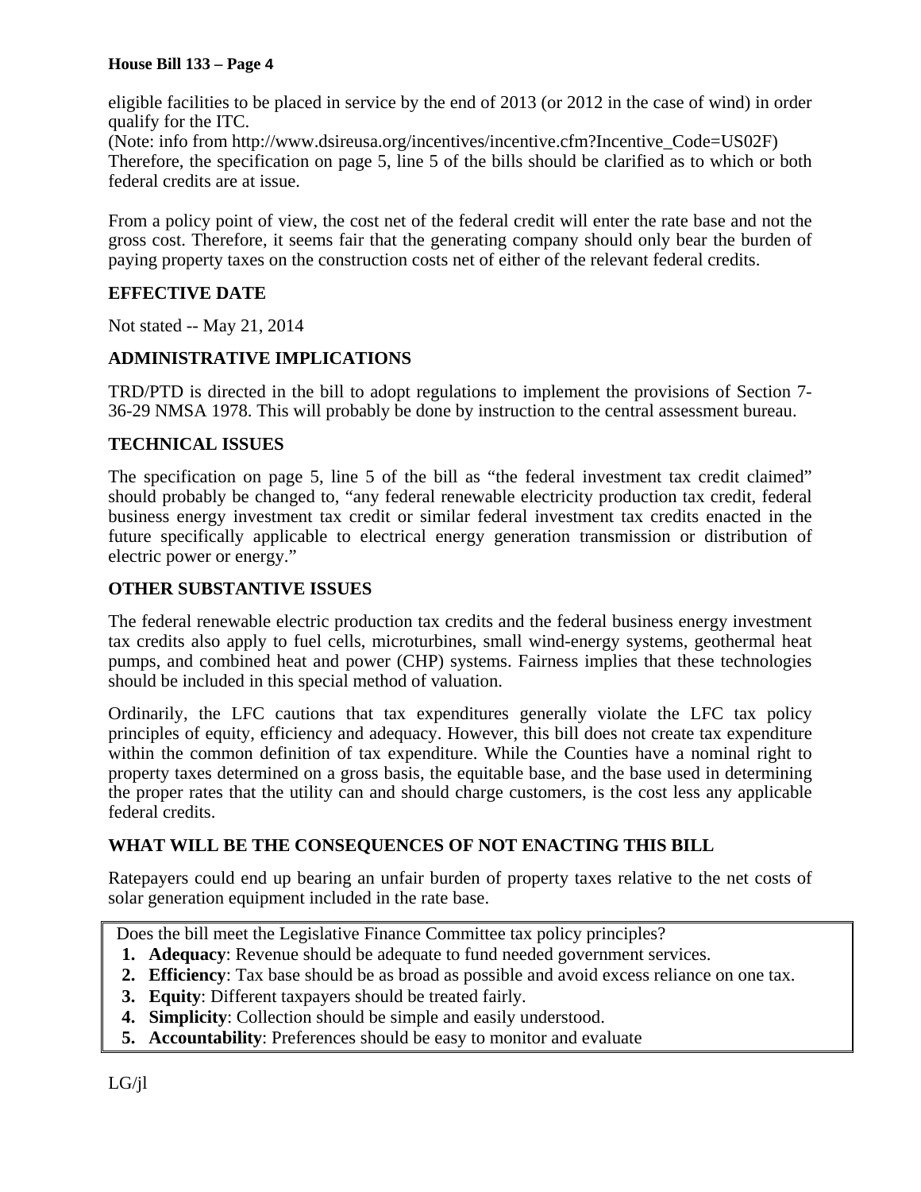eligible facilities to be placed in service by the end of 2013 (or 2012 in the case of wind) in order qualify for the ITC.
(Note: info from http://www.dsireusa.org/incentives/incentive.cfm?Incentive_Code=US02F)
Therefore, the specification on page 5, line 5 of the bills should be clarified as to which or both federal credits are at issue.

From a policy point of view, the cost net of the federal credit will enter the rate base and not the gross cost. Therefore, it seems fair that the generating company should only bear the burden of paying property taxes on the construction costs net of either of the relevant federal credits.

## EFFECTIVE DATE

Not stated -- May 21, 2014

## ADMINISTRATIVE IMPLICATIONS

TRD/PTD is directed in the bill to adopt regulations to implement the provisions of Section 7-36-29 NMSA 1978. This will probably be done by instruction to the central assessment bureau.

## TECHNICAL ISSUES

The specification on page 5, line 5 of the bill as "the federal investment tax credit claimed" should probably be changed to, "any federal renewable electricity production tax credit, federal business energy investment tax credit or similar federal investment tax credits enacted in the future specifically applicable to electrical energy generation transmission or distribution of electric power or energy."

## OTHER SUBSTANTIVE ISSUES

The federal renewable electric production tax credits and the federal business energy investment tax credits also apply to fuel cells, microturbines, small wind-energy systems, geothermal heat pumps, and combined heat and power (CHP) systems. Fairness implies that these technologies should be included in this special method of valuation.

Ordinarily, the LFC cautions that tax expenditures generally violate the LFC tax policy principles of equity, efficiency and adequacy. However, this bill does not create tax expenditure within the common definition of tax expenditure. While the Counties have a nominal right to property taxes determined on a gross basis, the equitable base, and the base used in determining the proper rates that the utility can and should charge customers, is the cost less any applicable federal credits.

## WHAT WILL BE THE CONSEQUENCES OF NOT ENACTING THIS BILL

Ratepayers could end up bearing an unfair burden of property taxes relative to the net costs of solar generation equipment included in the rate base.

Does the bill meet the Legislative Finance Committee tax policy principles?

1. **Adequacy**: Revenue should be adequate to fund needed government services.
2. **Efficiency**: Tax base should be as broad as possible and avoid excess reliance on one tax.
3. **Equity**: Different taxpayers should be treated fairly.
4. **Simplicity**: Collection should be simple and easily understood.
5. **Accountability**: Preferences should be easy to monitor and evaluate

LG/jl